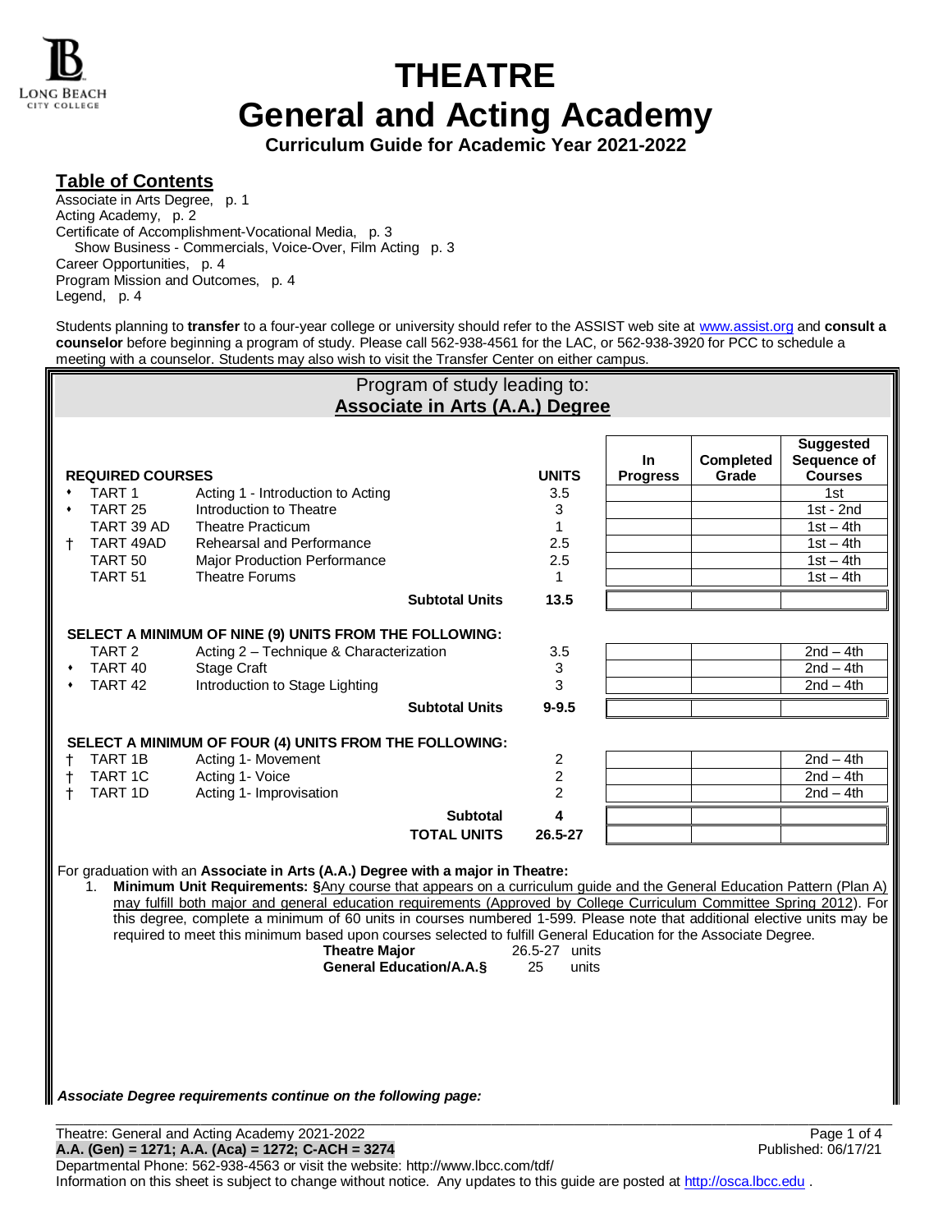# THEATRE

# General and Acting Academy

**Curriculum Guide for Academic Year 2021-2022**

## Table of Contents

Associate in Arts Degree, p. 1
Acting Academy, p. 2
Certificate of Accomplishment-Vocational Media, p. 3
  Show Business - Commercials, Voice-Over, Film Acting p. 3
Career Opportunities, p. 4
Program Mission and Outcomes, p. 4
Legend, p. 4

Students planning to **transfer** to a four-year college or university should refer to the ASSIST web site at www.assist.org and **consult a counselor** before beginning a program of study. Please call 562-938-4561 for the LAC, or 562-938-3920 for PCC to schedule a meeting with a counselor. Students may also wish to visit the Transfer Center on either campus.

## Program of study leading to: Associate in Arts (A.A.) Degree

| | REQUIRED COURSES | | UNITS | In Progress | Completed Grade | Suggested Sequence of Courses |
|---|---|---|---|---|---|---|
| • | TART 1 | Acting 1 - Introduction to Acting | 3.5 | | | 1st |
| • | TART 25 | Introduction to Theatre | 3 | | | 1st - 2nd |
| | TART 39 AD | Theatre Practicum | 1 | | | 1st – 4th |
| † | TART 49AD | Rehearsal and Performance | 2.5 | | | 1st – 4th |
| | TART 50 | Major Production Performance | 2.5 | | | 1st – 4th |
| | TART 51 | Theatre Forums | 1 | | | 1st – 4th |
| | | **Subtotal Units** | **13.5** | | | |
| | **SELECT A MINIMUM OF NINE (9) UNITS FROM THE FOLLOWING:** | | | | | |
| | TART 2 | Acting 2 – Technique & Characterization | 3.5 | | | 2nd – 4th |
| • | TART 40 | Stage Craft | 3 | | | 2nd – 4th |
| • | TART 42 | Introduction to Stage Lighting | 3 | | | 2nd – 4th |
| | | **Subtotal Units** | **9-9.5** | | | |
| | **SELECT A MINIMUM OF FOUR (4) UNITS FROM THE FOLLOWING:** | | | | | |
| † | TART 1B | Acting 1- Movement | 2 | | | 2nd – 4th |
| † | TART 1C | Acting 1- Voice | 2 | | | 2nd – 4th |
| † | TART 1D | Acting 1- Improvisation | 2 | | | 2nd – 4th |
| | | **Subtotal** | **4** | | | |
| | | **TOTAL UNITS** | **26.5-27** | | | |

For graduation with an **Associate in Arts (A.A.) Degree with a major in Theatre:**

1. **Minimum Unit Requirements: §**Any course that appears on a curriculum guide and the General Education Pattern (Plan A) may fulfill both major and general education requirements (Approved by College Curriculum Committee Spring 2012). For this degree, complete a minimum of 60 units in courses numbered 1-599. Please note that additional elective units may be required to meet this minimum based upon courses selected to fulfill General Education for the Associate Degree.

| | |
|---|---|
| **Theatre Major** | 26.5-27 units |
| **General Education/A.A.§** | 25 units |

***Associate Degree requirements continue on the following page:***

Theatre: General and Acting Academy 2021-2022
**A.A. (Gen) = 1271; A.A. (Aca) = 1272; C-ACH = 3274**
Published: 06/17/21
Departmental Phone: 562-938-4563 or visit the website: http://www.lbcc.com/tdf/
Information on this sheet is subject to change without notice. Any updates to this guide are posted at http://osca.lbcc.edu .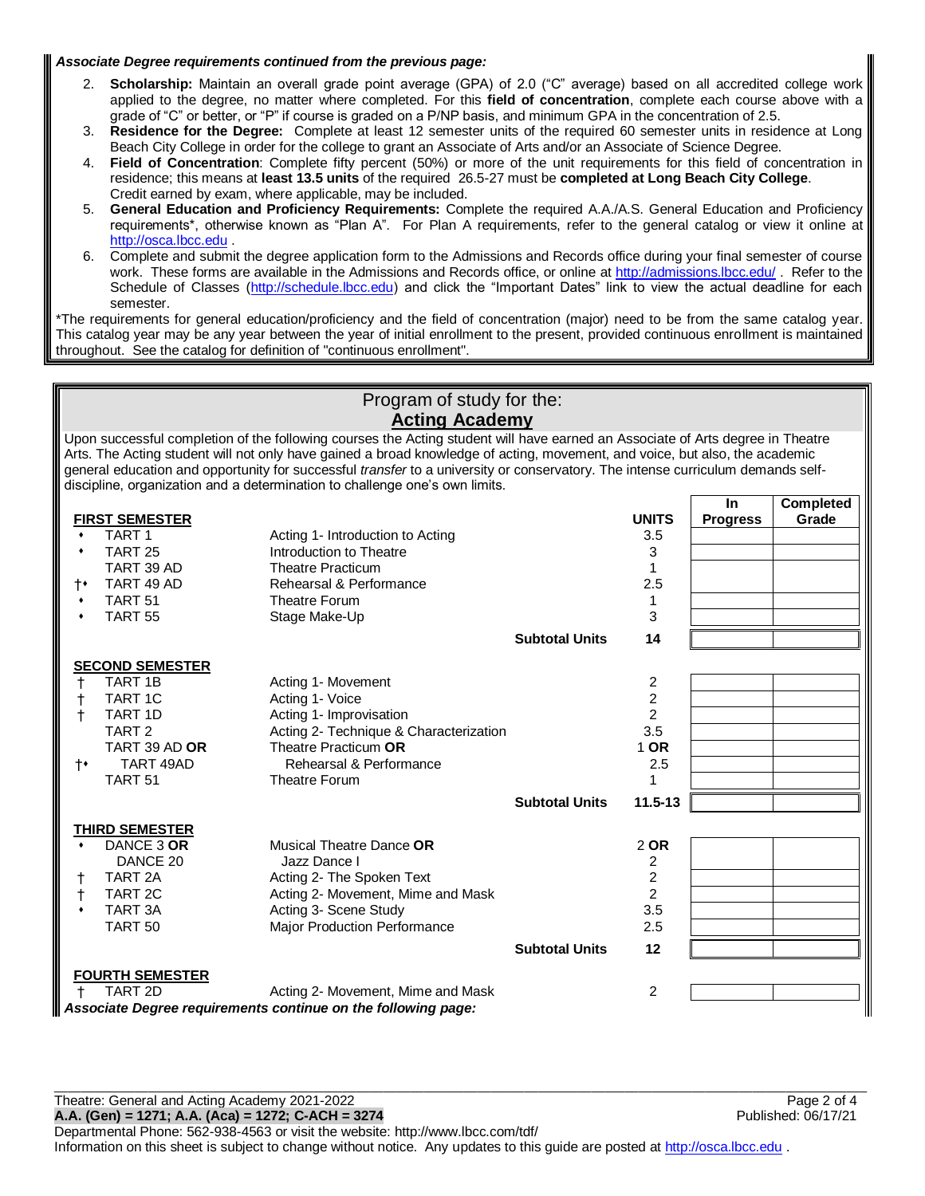***Associate Degree requirements continued from the previous page:***

2. **Scholarship:** Maintain an overall grade point average (GPA) of 2.0 ("C" average) based on all accredited college work applied to the degree, no matter where completed. For this **field of concentration**, complete each course above with a grade of "C" or better, or "P" if course is graded on a P/NP basis, and minimum GPA in the concentration of 2.5.
3. **Residence for the Degree:** Complete at least 12 semester units of the required 60 semester units in residence at Long Beach City College in order for the college to grant an Associate of Arts and/or an Associate of Science Degree.
4. **Field of Concentration**: Complete fifty percent (50%) or more of the unit requirements for this field of concentration in residence; this means at **least 13.5 units** of the required 26.5-27 must be **completed at Long Beach City College**. Credit earned by exam, where applicable, may be included.
5. **General Education and Proficiency Requirements:** Complete the required A.A./A.S. General Education and Proficiency requirements*, otherwise known as "Plan A". For Plan A requirements, refer to the general catalog or view it online at http://osca.lbcc.edu .
6. Complete and submit the degree application form to the Admissions and Records office during your final semester of course work. These forms are available in the Admissions and Records office, or online at http://admissions.lbcc.edu/ . Refer to the Schedule of Classes (http://schedule.lbcc.edu) and click the "Important Dates" link to view the actual deadline for each semester.

*The requirements for general education/proficiency and the field of concentration (major) need to be from the same catalog year. This catalog year may be any year between the year of initial enrollment to the present, provided continuous enrollment is maintained throughout. See the catalog for definition of "continuous enrollment".

## Program of study for the: **Acting Academy**

Upon successful completion of the following courses the Acting student will have earned an Associate of Arts degree in Theatre Arts. The Acting student will not only have gained a broad knowledge of acting, movement, and voice, but also, the academic general education and opportunity for successful *transfer* to a university or conservatory. The intense curriculum demands self-discipline, organization and a determination to challenge one's own limits.

| | Course | Title | | UNITS | In Progress | Completed Grade |
|---|---|---|---|---|---|---|
| | **FIRST SEMESTER** | | | | | |
| • | TART 1 | Acting 1- Introduction to Acting | | 3.5 | | |
| • | TART 25 | Introduction to Theatre | | 3 | | |
| | TART 39 AD | Theatre Practicum | | 1 | | |
| †• | TART 49 AD | Rehearsal & Performance | | 2.5 | | |
| • | TART 51 | Theatre Forum | | 1 | | |
| • | TART 55 | Stage Make-Up | | 3 | | |
| | | | **Subtotal Units** | **14** | | |
| | **SECOND SEMESTER** | | | | | |
| † | TART 1B | Acting 1- Movement | | 2 | | |
| † | TART 1C | Acting 1- Voice | | 2 | | |
| † | TART 1D | Acting 1- Improvisation | | 2 | | |
| | TART 2 | Acting 2- Technique & Characterization | | 3.5 | | |
| | TART 39 AD **OR** | Theatre Practicum **OR** | | 1 **OR** | | |
| †• | TART 49AD | Rehearsal & Performance | | 2.5 | | |
| | TART 51 | Theatre Forum | | 1 | | |
| | | | **Subtotal Units** | **11.5-13** | | |
| | **THIRD SEMESTER** | | | | | |
| • | DANCE 3 **OR** | Musical Theatre Dance **OR** | | 2 **OR** | | |
| | DANCE 20 | Jazz Dance I | | 2 | | |
| † | TART 2A | Acting 2- The Spoken Text | | 2 | | |
| † | TART 2C | Acting 2- Movement, Mime and Mask | | 2 | | |
| • | TART 3A | Acting 3- Scene Study | | 3.5 | | |
| | TART 50 | Major Production Performance | | 2.5 | | |
| | | | **Subtotal Units** | **12** | | |
| | **FOURTH SEMESTER** | | | | | |
| † | TART 2D | Acting 2- Movement, Mime and Mask | | 2 | | |

***Associate Degree requirements continue on the following page:***

Theatre: General and Acting Academy 2021-2022
**A.A. (Gen) = 1271; A.A. (Aca) = 1272; C-ACH = 3274**
Published: 06/17/21
Departmental Phone: 562-938-4563 or visit the website: http://www.lbcc.com/tdf/
Information on this sheet is subject to change without notice. Any updates to this guide are posted at http://osca.lbcc.edu .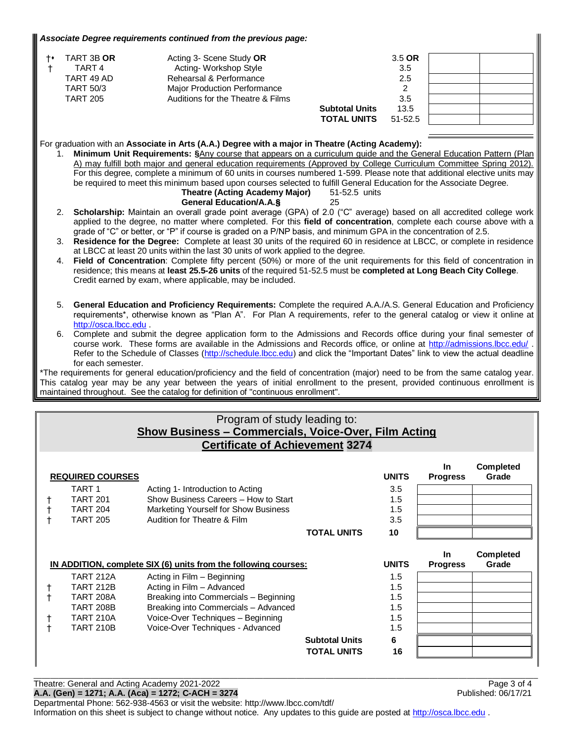***Associate Degree requirements continued from the previous page:***

| | | | Units | In Progress | Completed Grade |
|---|---|---|---|---|---|
| †• | TART 3B **OR** | Acting 3- Scene Study **OR** | 3.5 **OR** | | |
| † | TART 4 | Acting- Workshop Style | 3.5 | | |
| | TART 49 AD | Rehearsal & Performance | 2.5 | | |
| | TART 50/3 | Major Production Performance | 2 | | |
| | TART 205 | Auditions for the Theatre & Films | 3.5 | | |
| | | **Subtotal Units** | 13.5 | | |
| | | **TOTAL UNITS** | 51-52.5 | | |

For graduation with an **Associate in Arts (A.A.) Degree with a major in Theatre (Acting Academy):**

1. **Minimum Unit Requirements: §**Any course that appears on a curriculum guide and the General Education Pattern (Plan A) may fulfill both major and general education requirements (Approved by College Curriculum Committee Spring 2012). For this degree, complete a minimum of 60 units in courses numbered 1-599. Please note that additional elective units may be required to meet this minimum based upon courses selected to fulfill General Education for the Associate Degree.
   **Theatre (Acting Academy Major)** 51-52.5 units
   **General Education/A.A.§** 25
2. **Scholarship:** Maintain an overall grade point average (GPA) of 2.0 ("C" average) based on all accredited college work applied to the degree, no matter where completed. For this **field of concentration**, complete each course above with a grade of "C" or better, or "P" if course is graded on a P/NP basis, and minimum GPA in the concentration of 2.5.
3. **Residence for the Degree:** Complete at least 30 units of the required 60 in residence at LBCC, or complete in residence at LBCC at least 20 units within the last 30 units of work applied to the degree.
4. **Field of Concentration**: Complete fifty percent (50%) or more of the unit requirements for this field of concentration in residence; this means at **least 25.5-26 units** of the required 51-52.5 must be **completed at Long Beach City College**. Credit earned by exam, where applicable, may be included.
5. **General Education and Proficiency Requirements:** Complete the required A.A./A.S. General Education and Proficiency requirements*, otherwise known as "Plan A". For Plan A requirements, refer to the general catalog or view it online at http://osca.lbcc.edu .
6. Complete and submit the degree application form to the Admissions and Records office during your final semester of course work. These forms are available in the Admissions and Records office, or online at http://admissions.lbcc.edu/ . Refer to the Schedule of Classes (http://schedule.lbcc.edu) and click the "Important Dates" link to view the actual deadline for each semester.

*The requirements for general education/proficiency and the field of concentration (major) need to be from the same catalog year. This catalog year may be any year between the years of initial enrollment to the present, provided continuous enrollment is maintained throughout. See the catalog for definition of "continuous enrollment".

## Program of study leading to: **Show Business – Commercials, Voice-Over, Film Acting Certificate of Achievement 3274**

| | **REQUIRED COURSES** | | **UNITS** | **In Progress** | **Completed Grade** |
|---|---|---|---|---|---|
| | TART 1 | Acting 1- Introduction to Acting | 3.5 | | |
| † | TART 201 | Show Business Careers – How to Start | 1.5 | | |
| † | TART 204 | Marketing Yourself for Show Business | 1.5 | | |
| † | TART 205 | Audition for Theatre & Film | 3.5 | | |
| | | **TOTAL UNITS** | **10** | | |

| | **IN ADDITION, complete SIX (6) units from the following courses:** | | **UNITS** | **In Progress** | **Completed Grade** |
|---|---|---|---|---|---|
| | TART 212A | Acting in Film – Beginning | 1.5 | | |
| † | TART 212B | Acting in Film – Advanced | 1.5 | | |
| † | TART 208A | Breaking into Commercials – Beginning | 1.5 | | |
| | TART 208B | Breaking into Commercials – Advanced | 1.5 | | |
| † | TART 210A | Voice-Over Techniques – Beginning | 1.5 | | |
| † | TART 210B | Voice-Over Techniques - Advanced | 1.5 | | |
| | | **Subtotal Units** | **6** | | |
| | | **TOTAL UNITS** | **16** | | |

Theatre: General and Acting Academy 2021-2022
**A.A. (Gen) = 1271; A.A. (Aca) = 1272; C-ACH = 3274**
Published: 06/17/21
Departmental Phone: 562-938-4563 or visit the website: http://www.lbcc.com/tdf/
Information on this sheet is subject to change without notice. Any updates to this guide are posted at http://osca.lbcc.edu .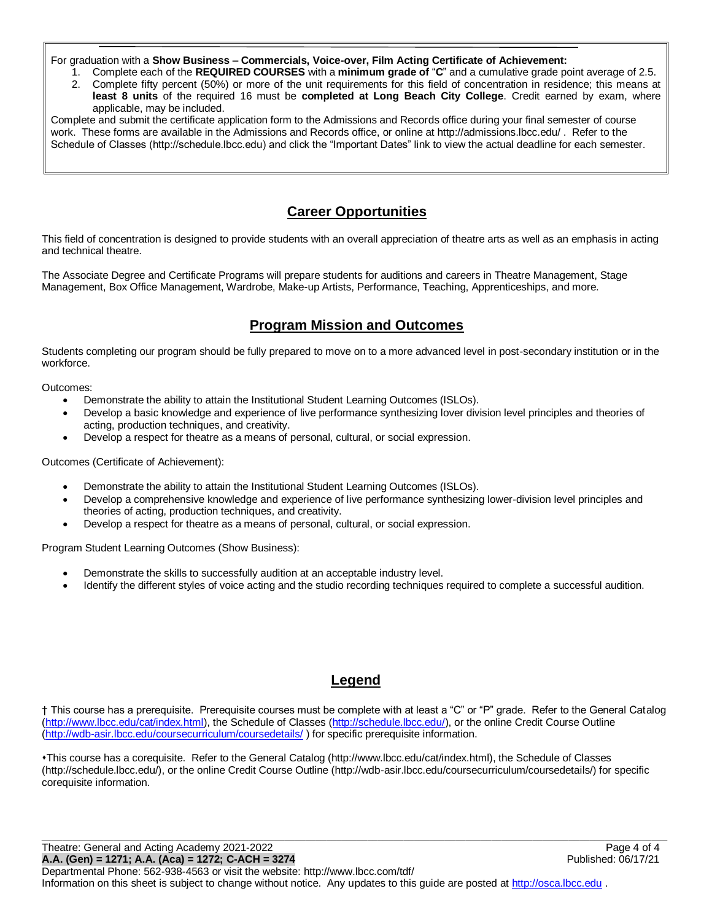For graduation with a **Show Business – Commercials, Voice-over, Film Acting Certificate of Achievement:**

1. Complete each of the **REQUIRED COURSES** with a **minimum grade of** "**C**" and a cumulative grade point average of 2.5.
2. Complete fifty percent (50%) or more of the unit requirements for this field of concentration in residence; this means at **least 8 units** of the required 16 must be **completed at Long Beach City College**. Credit earned by exam, where applicable, may be included.

Complete and submit the certificate application form to the Admissions and Records office during your final semester of course work. These forms are available in the Admissions and Records office, or online at http://admissions.lbcc.edu/ . Refer to the Schedule of Classes (http://schedule.lbcc.edu) and click the "Important Dates" link to view the actual deadline for each semester.

## Career Opportunities

This field of concentration is designed to provide students with an overall appreciation of theatre arts as well as an emphasis in acting and technical theatre.

The Associate Degree and Certificate Programs will prepare students for auditions and careers in Theatre Management, Stage Management, Box Office Management, Wardrobe, Make-up Artists, Performance, Teaching, Apprenticeships, and more.

## Program Mission and Outcomes

Students completing our program should be fully prepared to move on to a more advanced level in post-secondary institution or in the workforce.

Outcomes:

- Demonstrate the ability to attain the Institutional Student Learning Outcomes (ISLOs).
- Develop a basic knowledge and experience of live performance synthesizing lover division level principles and theories of acting, production techniques, and creativity.
- Develop a respect for theatre as a means of personal, cultural, or social expression.

Outcomes (Certificate of Achievement):

- Demonstrate the ability to attain the Institutional Student Learning Outcomes (ISLOs).
- Develop a comprehensive knowledge and experience of live performance synthesizing lower-division level principles and theories of acting, production techniques, and creativity.
- Develop a respect for theatre as a means of personal, cultural, or social expression.

Program Student Learning Outcomes (Show Business):

- Demonstrate the skills to successfully audition at an acceptable industry level.
- Identify the different styles of voice acting and the studio recording techniques required to complete a successful audition.

## Legend

† This course has a prerequisite. Prerequisite courses must be complete with at least a "C" or "P" grade. Refer to the General Catalog (http://www.lbcc.edu/cat/index.html), the Schedule of Classes (http://schedule.lbcc.edu/), or the online Credit Course Outline (http://wdb-asir.lbcc.edu/coursecurriculum/coursedetails/ ) for specific prerequisite information.

⬩This course has a corequisite. Refer to the General Catalog (http://www.lbcc.edu/cat/index.html), the Schedule of Classes (http://schedule.lbcc.edu/), or the online Credit Course Outline (http://wdb-asir.lbcc.edu/coursecurriculum/coursedetails/) for specific corequisite information.